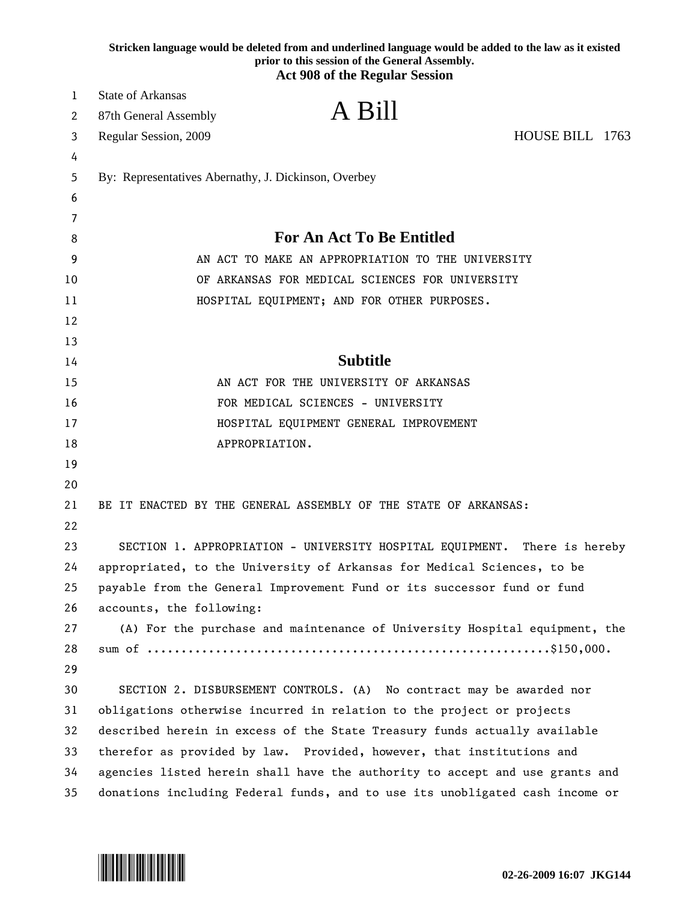Stricken language would be deleted from and underlined language would be added to the law as it existed prior to this session of the General Assembly.

**Act 908 of the Regular Session**

State of Arkansas
87th General Assembly
Regular Session, 2009

# A Bill

HOUSE BILL 1763

By: Representatives Abernathy, J. Dickinson, Overbey

## For An Act To Be Entitled

AN ACT TO MAKE AN APPROPRIATION TO THE UNIVERSITY OF ARKANSAS FOR MEDICAL SCIENCES FOR UNIVERSITY HOSPITAL EQUIPMENT; AND FOR OTHER PURPOSES.

## Subtitle

AN ACT FOR THE UNIVERSITY OF ARKANSAS FOR MEDICAL SCIENCES - UNIVERSITY HOSPITAL EQUIPMENT GENERAL IMPROVEMENT APPROPRIATION.

BE IT ENACTED BY THE GENERAL ASSEMBLY OF THE STATE OF ARKANSAS:

SECTION 1. APPROPRIATION - UNIVERSITY HOSPITAL EQUIPMENT. There is hereby appropriated, to the University of Arkansas for Medical Sciences, to be payable from the General Improvement Fund or its successor fund or fund accounts, the following:

(A) For the purchase and maintenance of University Hospital equipment, the sum of ........................................................$150,000.

SECTION 2. DISBURSEMENT CONTROLS. (A) No contract may be awarded nor obligations otherwise incurred in relation to the project or projects described herein in excess of the State Treasury funds actually available therefor as provided by law. Provided, however, that institutions and agencies listed herein shall have the authority to accept and use grants and donations including Federal funds, and to use its unobligated cash income or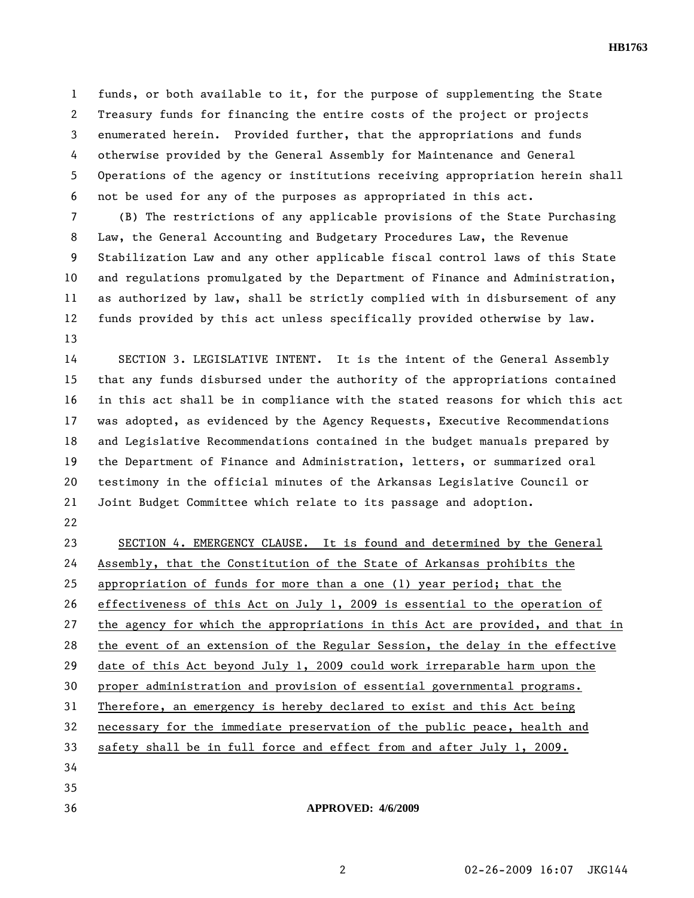funds, or both available to it, for the purpose of supplementing the State Treasury funds for financing the entire costs of the project or projects enumerated herein. Provided further, that the appropriations and funds otherwise provided by the General Assembly for Maintenance and General Operations of the agency or institutions receiving appropriation herein shall not be used for any of the purposes as appropriated in this act.

(B) The restrictions of any applicable provisions of the State Purchasing Law, the General Accounting and Budgetary Procedures Law, the Revenue Stabilization Law and any other applicable fiscal control laws of this State and regulations promulgated by the Department of Finance and Administration, as authorized by law, shall be strictly complied with in disbursement of any funds provided by this act unless specifically provided otherwise by law.

SECTION 3. LEGISLATIVE INTENT. It is the intent of the General Assembly that any funds disbursed under the authority of the appropriations contained in this act shall be in compliance with the stated reasons for which this act was adopted, as evidenced by the Agency Requests, Executive Recommendations and Legislative Recommendations contained in the budget manuals prepared by the Department of Finance and Administration, letters, or summarized oral testimony in the official minutes of the Arkansas Legislative Council or Joint Budget Committee which relate to its passage and adoption.

SECTION 4. EMERGENCY CLAUSE. It is found and determined by the General Assembly, that the Constitution of the State of Arkansas prohibits the appropriation of funds for more than a one (1) year period; that the effectiveness of this Act on July 1, 2009 is essential to the operation of the agency for which the appropriations in this Act are provided, and that in the event of an extension of the Regular Session, the delay in the effective date of this Act beyond July 1, 2009 could work irreparable harm upon the proper administration and provision of essential governmental programs. Therefore, an emergency is hereby declared to exist and this Act being necessary for the immediate preservation of the public peace, health and safety shall be in full force and effect from and after July 1, 2009.

**APPROVED: 4/6/2009**